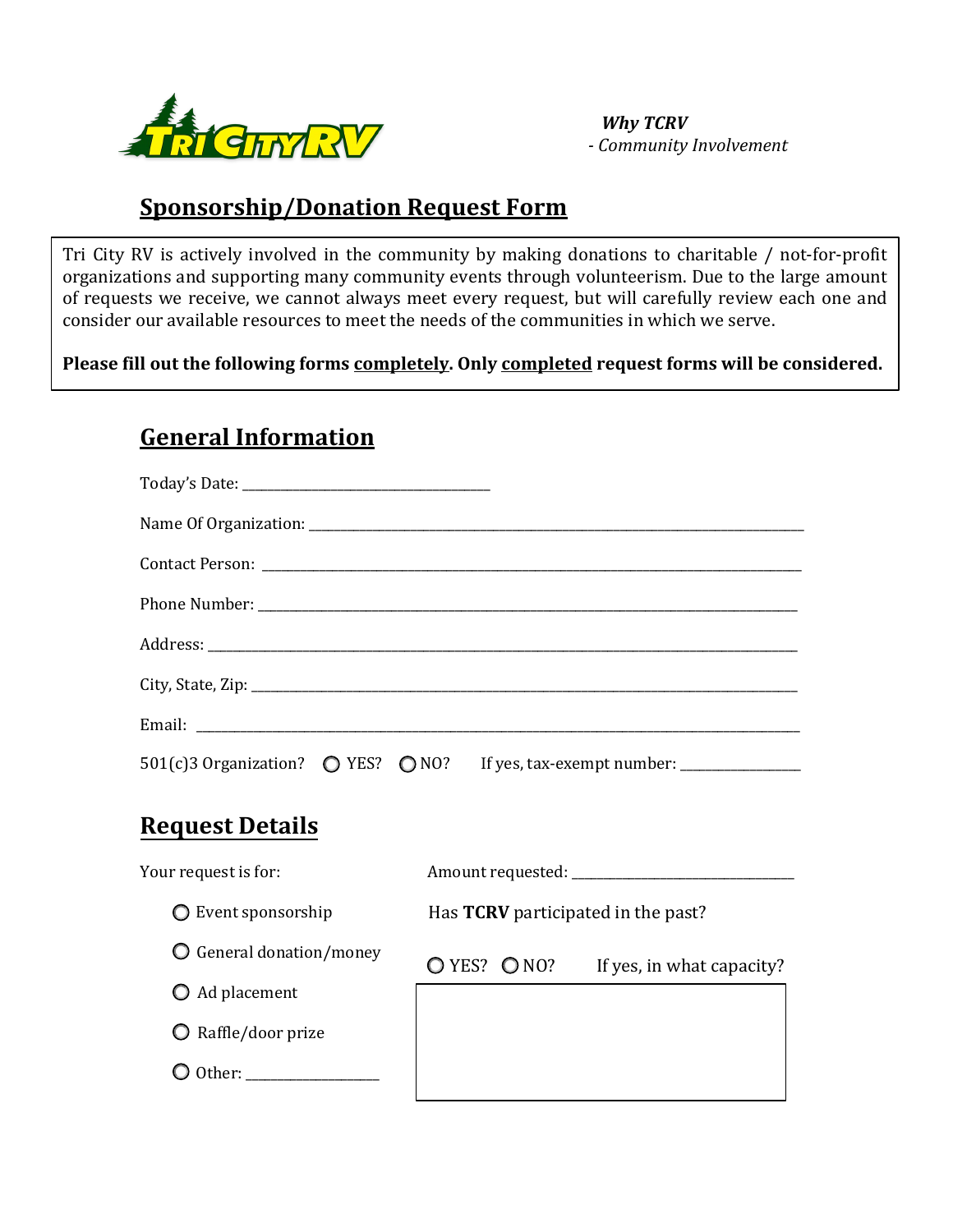TRI CITY RV

***Why TCRV***
*- Community Involvement*

# Sponsorship/Donation Request Form

Tri City RV is actively involved in the community by making donations to charitable / not-for-profit organizations and supporting many community events through volunteerism. Due to the large amount of requests we receive, we cannot always meet every request, but will carefully review each one and consider our available resources to meet the needs of the communities in which we serve.

**Please fill out the following forms completely. Only completed request forms will be considered.**

## General Information

Today's Date: ______________________________

Name Of Organization: ______________________________

Contact Person: ______________________________

Phone Number: ______________________________

Address: ______________________________

City, State, Zip: ______________________________

Email: ______________________________

501(c)3 Organization? ○ YES? ○ NO? If yes, tax-exempt number: ______________

## Request Details

Your request is for:

- ○ Event sponsorship
- ○ General donation/money
- ○ Ad placement
- ○ Raffle/door prize
- ○ Other: ______________

Amount requested: ______________________

Has **TCRV** participated in the past?

○ YES? ○ NO? If yes, in what capacity?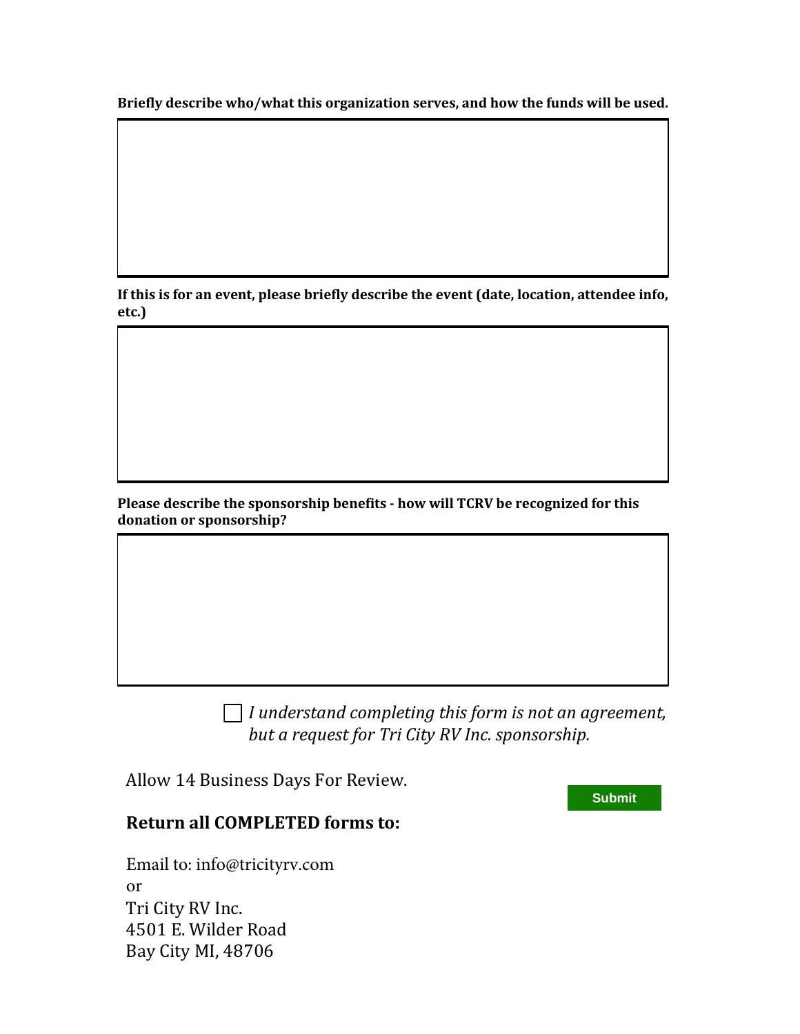**Briefly describe who/what this organization serves, and how the funds will be used.**

**If this is for an event, please briefly describe the event (date, location, attendee info, etc.)**

**Please describe the sponsorship benefits - how will TCRV be recognized for this donation or sponsorship?**

☐ *I understand completing this form is not an agreement, but a request for Tri City RV Inc. sponsorship.*

Allow 14 Business Days For Review.

Submit

**Return all COMPLETED forms to:**

Email to: info@tricityrv.com
or
Tri City RV Inc.
4501 E. Wilder Road
Bay City MI, 48706